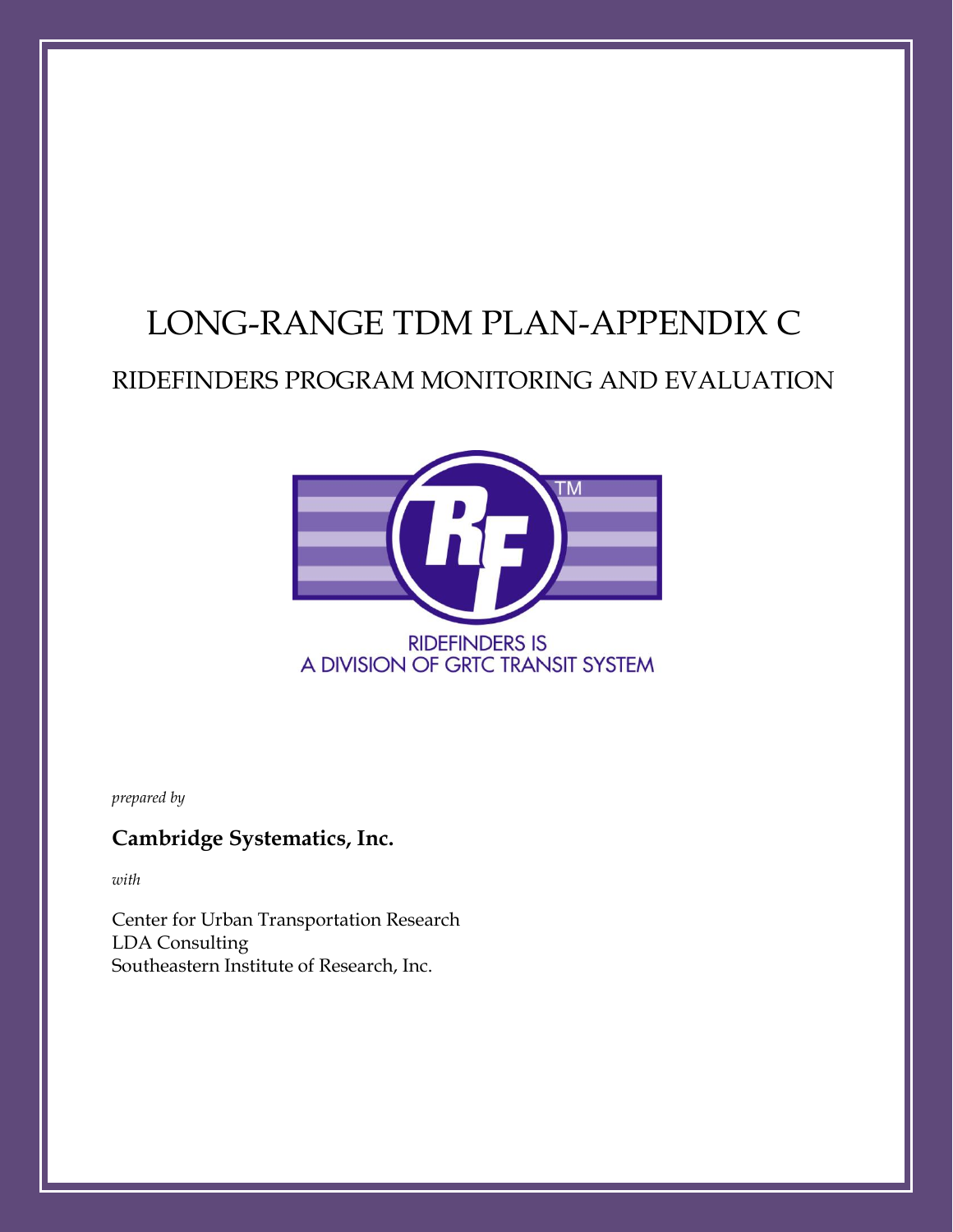# LONG-RANGE TDM PLAN-APPENDIX C

## RIDEFINDERS PROGRAM MONITORING AND EVALUATION

RIDEFINDERS IS
A DIVISION OF GRTC TRANSIT SYSTEM

*prepared by*

**Cambridge Systematics, Inc.**

*with*

Center for Urban Transportation Research
LDA Consulting
Southeastern Institute of Research, Inc.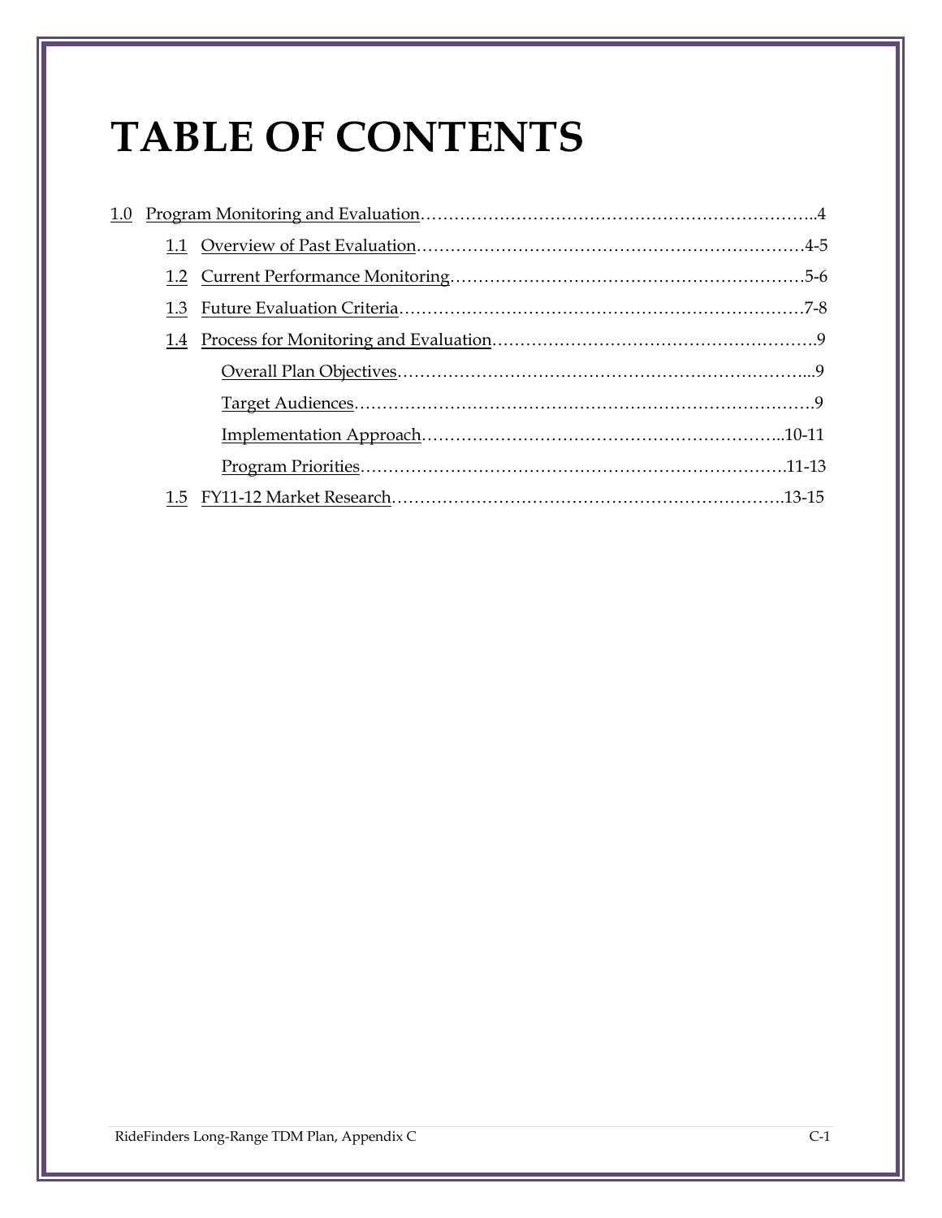# TABLE OF CONTENTS

1.0 Program Monitoring and Evaluation……………………………………………………………..4

- 1.1 Overview of Past Evaluation……………………………………………………………4-5
- 1.2 Current Performance Monitoring……………………………………………………5-6
- 1.3 Future Evaluation Criteria………………………………………………………………7-8
- 1.4 Process for Monitoring and Evaluation………………………………………………….9
  - Overall Plan Objectives…………………………………………………………………...9
  - Target Audiences…………………………………………………………………………9
  - Implementation Approach………………………………………………………..10-11
  - Program Priorities………………………………………………………………….11-13
- 1.5 FY11-12 Market Research…………………………………………………………….13-15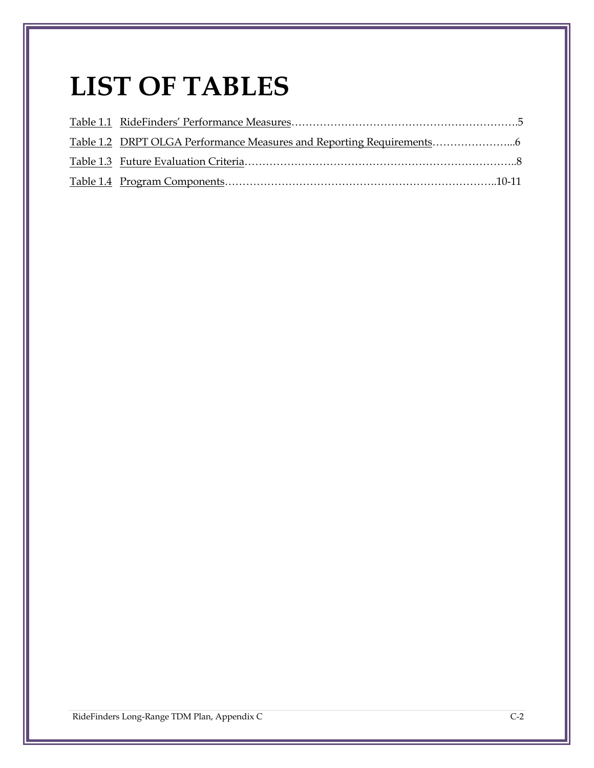# LIST OF TABLES

Table 1.1 RideFinders' Performance Measures……………………………………………………….5

Table 1.2 DRPT OLGA Performance Measures and Reporting Requirements…………………...6

Table 1.3 Future Evaluation Criteria…………………………………………………………………..8

Table 1.4 Program Components……………………………………………………………………..10-11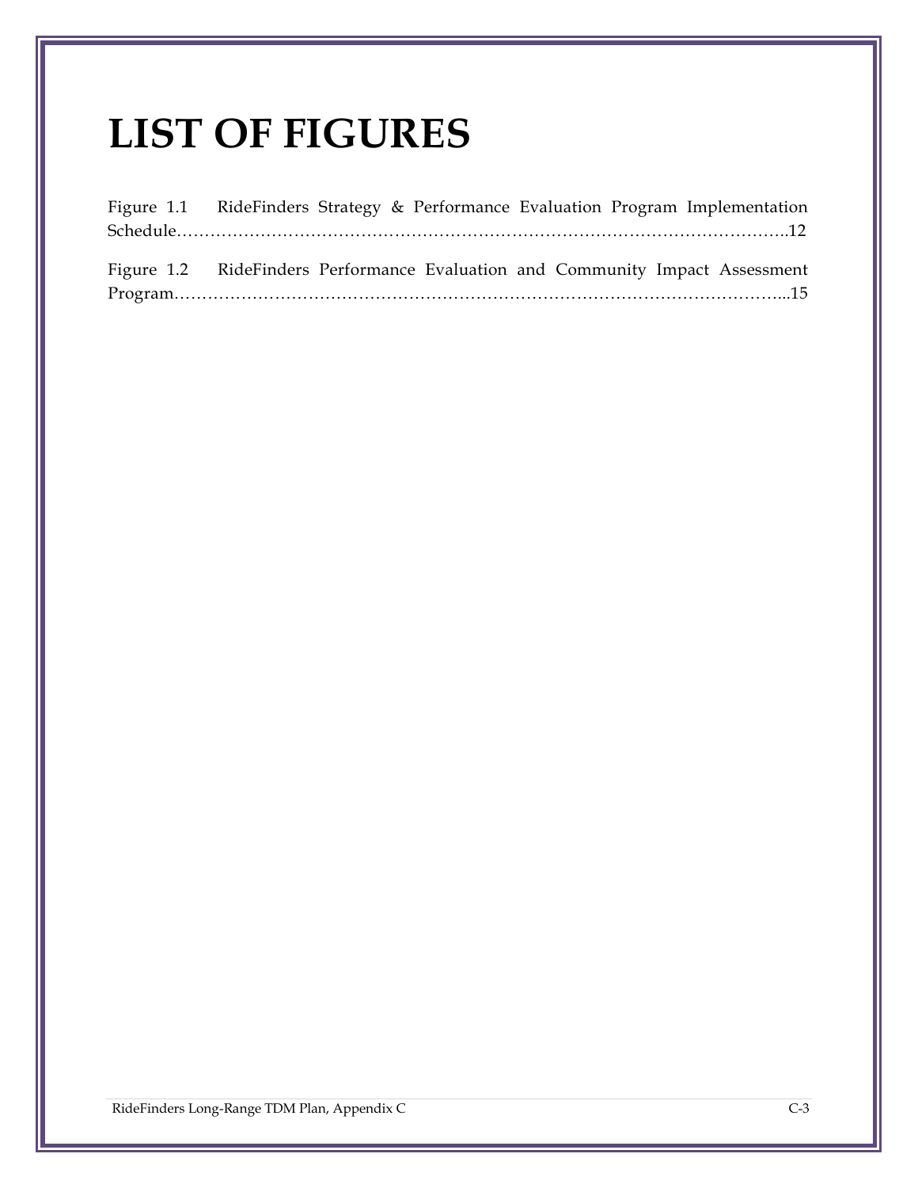# LIST OF FIGURES

Figure 1.1 RideFinders Strategy & Performance Evaluation Program Implementation Schedule……………………………………………………………………………………………..12

Figure 1.2 RideFinders Performance Evaluation and Community Impact Assessment Program……………………………………………………………………………………………...15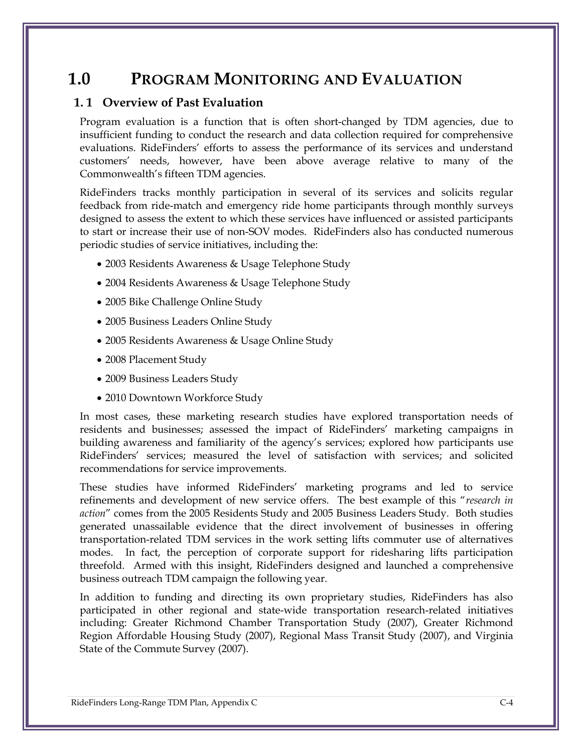# 1.0 PROGRAM MONITORING AND EVALUATION

## 1. 1 Overview of Past Evaluation

Program evaluation is a function that is often short-changed by TDM agencies, due to insufficient funding to conduct the research and data collection required for comprehensive evaluations. RideFinders' efforts to assess the performance of its services and understand customers' needs, however, have been above average relative to many of the Commonwealth's fifteen TDM agencies.

RideFinders tracks monthly participation in several of its services and solicits regular feedback from ride-match and emergency ride home participants through monthly surveys designed to assess the extent to which these services have influenced or assisted participants to start or increase their use of non-SOV modes. RideFinders also has conducted numerous periodic studies of service initiatives, including the:

- 2003 Residents Awareness & Usage Telephone Study
- 2004 Residents Awareness & Usage Telephone Study
- 2005 Bike Challenge Online Study
- 2005 Business Leaders Online Study
- 2005 Residents Awareness & Usage Online Study
- 2008 Placement Study
- 2009 Business Leaders Study
- 2010 Downtown Workforce Study

In most cases, these marketing research studies have explored transportation needs of residents and businesses; assessed the impact of RideFinders' marketing campaigns in building awareness and familiarity of the agency's services; explored how participants use RideFinders' services; measured the level of satisfaction with services; and solicited recommendations for service improvements.

These studies have informed RideFinders' marketing programs and led to service refinements and development of new service offers. The best example of this "*research in action*" comes from the 2005 Residents Study and 2005 Business Leaders Study. Both studies generated unassailable evidence that the direct involvement of businesses in offering transportation-related TDM services in the work setting lifts commuter use of alternatives modes. In fact, the perception of corporate support for ridesharing lifts participation threefold. Armed with this insight, RideFinders designed and launched a comprehensive business outreach TDM campaign the following year.

In addition to funding and directing its own proprietary studies, RideFinders has also participated in other regional and state-wide transportation research-related initiatives including: Greater Richmond Chamber Transportation Study (2007), Greater Richmond Region Affordable Housing Study (2007), Regional Mass Transit Study (2007), and Virginia State of the Commute Survey (2007).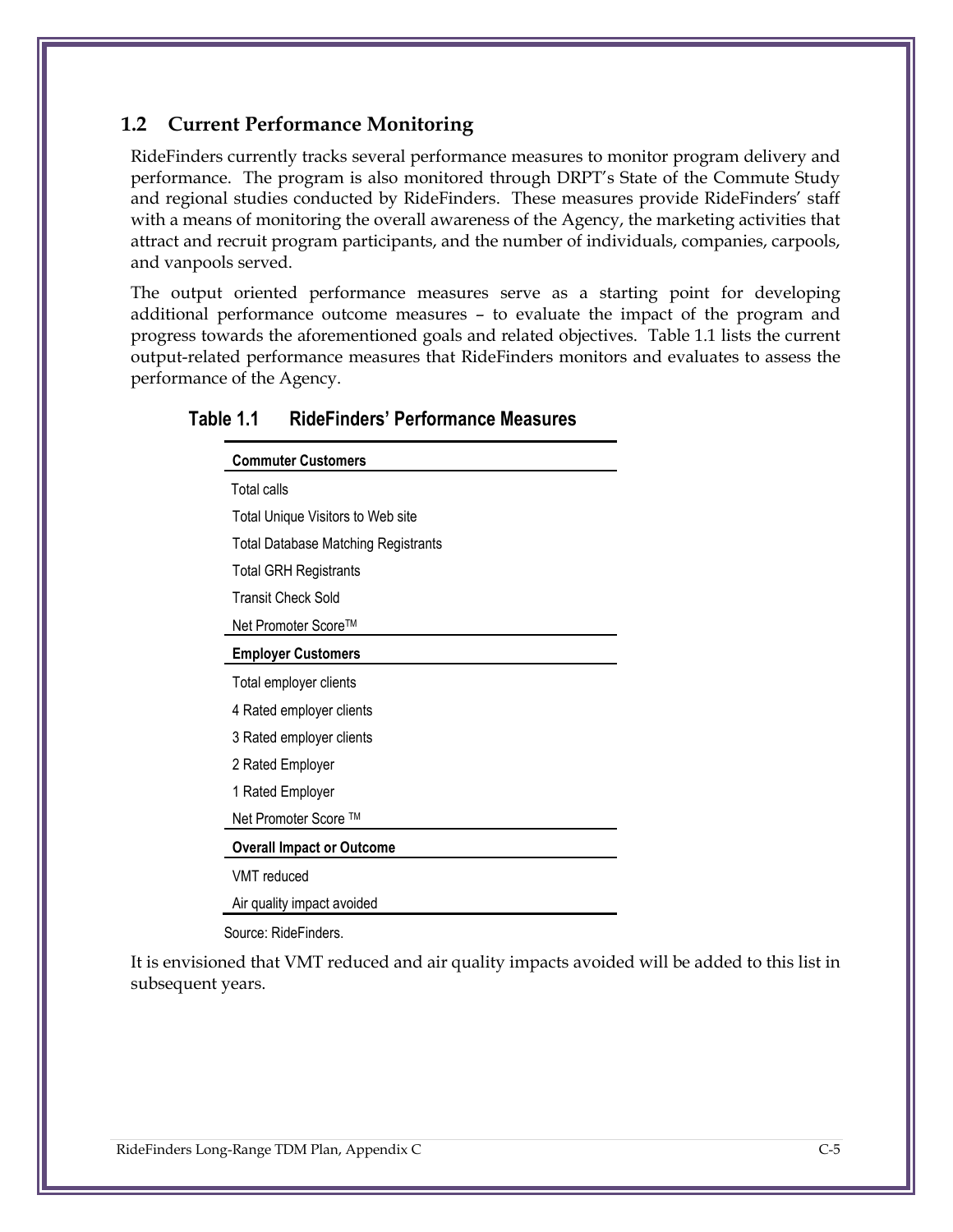## 1.2 Current Performance Monitoring

RideFinders currently tracks several performance measures to monitor program delivery and performance. The program is also monitored through DRPT's State of the Commute Study and regional studies conducted by RideFinders. These measures provide RideFinders' staff with a means of monitoring the overall awareness of the Agency, the marketing activities that attract and recruit program participants, and the number of individuals, companies, carpools, and vanpools served.

The output oriented performance measures serve as a starting point for developing additional performance outcome measures – to evaluate the impact of the program and progress towards the aforementioned goals and related objectives. Table 1.1 lists the current output-related performance measures that RideFinders monitors and evaluates to assess the performance of the Agency.

**Table 1.1 RideFinders' Performance Measures**

| **Commuter Customers** |
|---|
| Total calls |
| Total Unique Visitors to Web site |
| Total Database Matching Registrants |
| Total GRH Registrants |
| Transit Check Sold |
| Net Promoter Score™ |
| **Employer Customers** |
| Total employer clients |
| 4 Rated employer clients |
| 3 Rated employer clients |
| 2 Rated Employer |
| 1 Rated Employer |
| Net Promoter Score ™ |
| **Overall Impact or Outcome** |
| VMT reduced |
| Air quality impact avoided |

Source: RideFinders.

It is envisioned that VMT reduced and air quality impacts avoided will be added to this list in subsequent years.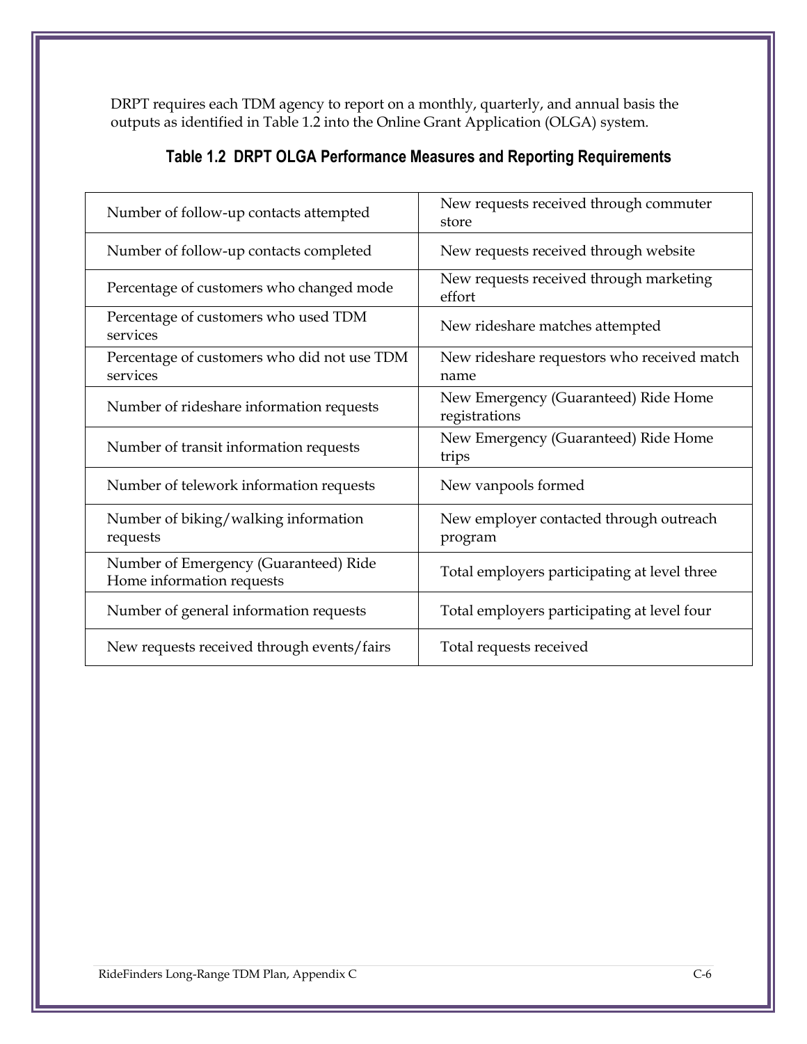DRPT requires each TDM agency to report on a monthly, quarterly, and annual basis the outputs as identified in Table 1.2 into the Online Grant Application (OLGA) system.

**Table 1.2 DRPT OLGA Performance Measures and Reporting Requirements**

| | |
|---|---|
| Number of follow-up contacts attempted | New requests received through commuter store |
| Number of follow-up contacts completed | New requests received through website |
| Percentage of customers who changed mode | New requests received through marketing effort |
| Percentage of customers who used TDM services | New rideshare matches attempted |
| Percentage of customers who did not use TDM services | New rideshare requestors who received match name |
| Number of rideshare information requests | New Emergency (Guaranteed) Ride Home registrations |
| Number of transit information requests | New Emergency (Guaranteed) Ride Home trips |
| Number of telework information requests | New vanpools formed |
| Number of biking/walking information requests | New employer contacted through outreach program |
| Number of Emergency (Guaranteed) Ride Home information requests | Total employers participating at level three |
| Number of general information requests | Total employers participating at level four |
| New requests received through events/fairs | Total requests received |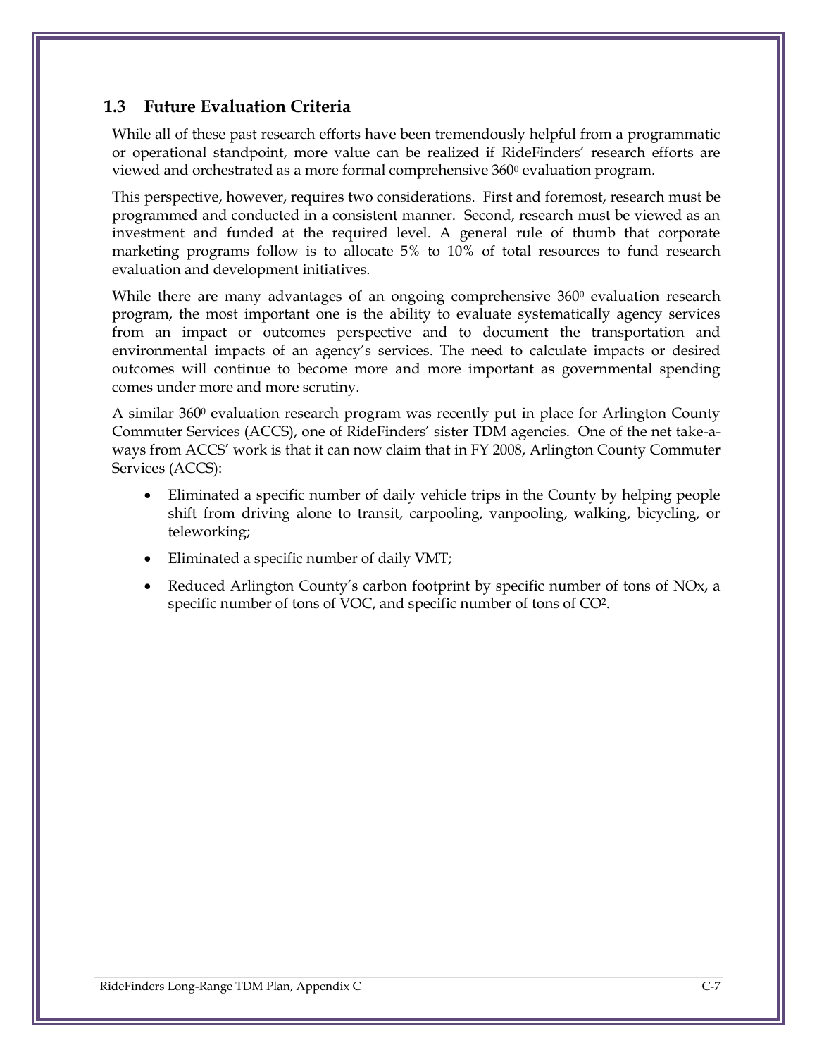## 1.3 Future Evaluation Criteria

While all of these past research efforts have been tremendously helpful from a programmatic or operational standpoint, more value can be realized if RideFinders' research efforts are viewed and orchestrated as a more formal comprehensive $360^0$ evaluation program.

This perspective, however, requires two considerations. First and foremost, research must be programmed and conducted in a consistent manner. Second, research must be viewed as an investment and funded at the required level. A general rule of thumb that corporate marketing programs follow is to allocate 5% to 10% of total resources to fund research evaluation and development initiatives.

While there are many advantages of an ongoing comprehensive $360^0$ evaluation research program, the most important one is the ability to evaluate systematically agency services from an impact or outcomes perspective and to document the transportation and environmental impacts of an agency's services. The need to calculate impacts or desired outcomes will continue to become more and more important as governmental spending comes under more and more scrutiny.

A similar $360^0$ evaluation research program was recently put in place for Arlington County Commuter Services (ACCS), one of RideFinders' sister TDM agencies. One of the net take-a-ways from ACCS' work is that it can now claim that in FY 2008, Arlington County Commuter Services (ACCS):

- Eliminated a specific number of daily vehicle trips in the County by helping people shift from driving alone to transit, carpooling, vanpooling, walking, bicycling, or teleworking;
- Eliminated a specific number of daily VMT;
- Reduced Arlington County's carbon footprint by specific number of tons of NOx, a specific number of tons of VOC, and specific number of tons of $CO^2$.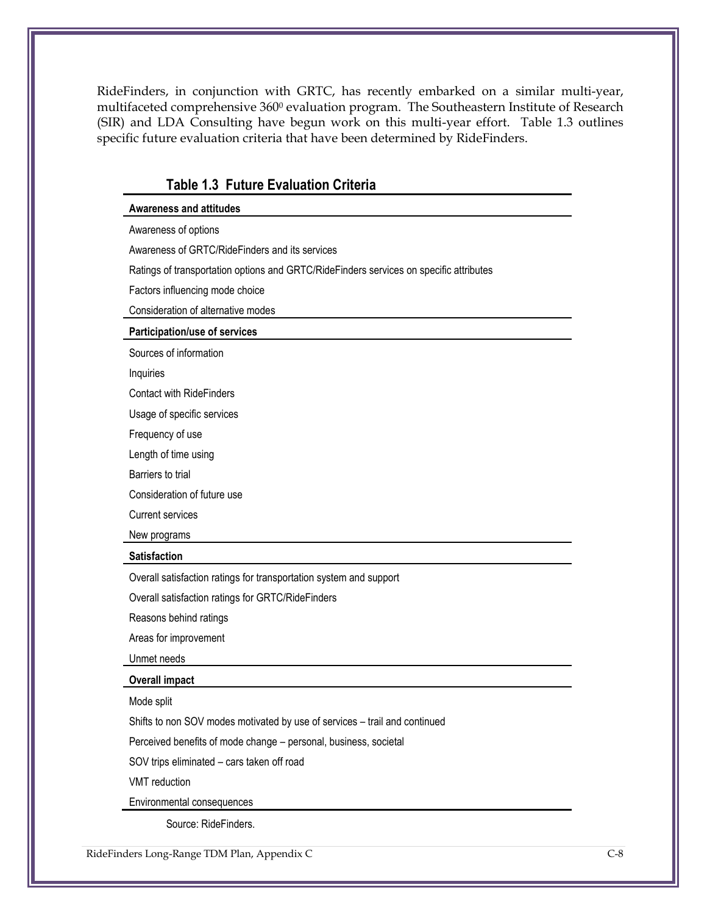RideFinders, in conjunction with GRTC, has recently embarked on a similar multi-year, multifaceted comprehensive $360^0$ evaluation program. The Southeastern Institute of Research (SIR) and LDA Consulting have begun work on this multi-year effort. Table 1.3 outlines specific future evaluation criteria that have been determined by RideFinders.

**Table 1.3 Future Evaluation Criteria**

| **Awareness and attitudes** |
|---|
| Awareness of options |
| Awareness of GRTC/RideFinders and its services |
| Ratings of transportation options and GRTC/RideFinders services on specific attributes |
| Factors influencing mode choice |
| Consideration of alternative modes |
| **Participation/use of services** |
| Sources of information |
| Inquiries |
| Contact with RideFinders |
| Usage of specific services |
| Frequency of use |
| Length of time using |
| Barriers to trial |
| Consideration of future use |
| Current services |
| New programs |
| **Satisfaction** |
| Overall satisfaction ratings for transportation system and support |
| Overall satisfaction ratings for GRTC/RideFinders |
| Reasons behind ratings |
| Areas for improvement |
| Unmet needs |
| **Overall impact** |
| Mode split |
| Shifts to non SOV modes motivated by use of services – trail and continued |
| Perceived benefits of mode change – personal, business, societal |
| SOV trips eliminated – cars taken off road |
| VMT reduction |
| Environmental consequences |

Source: RideFinders.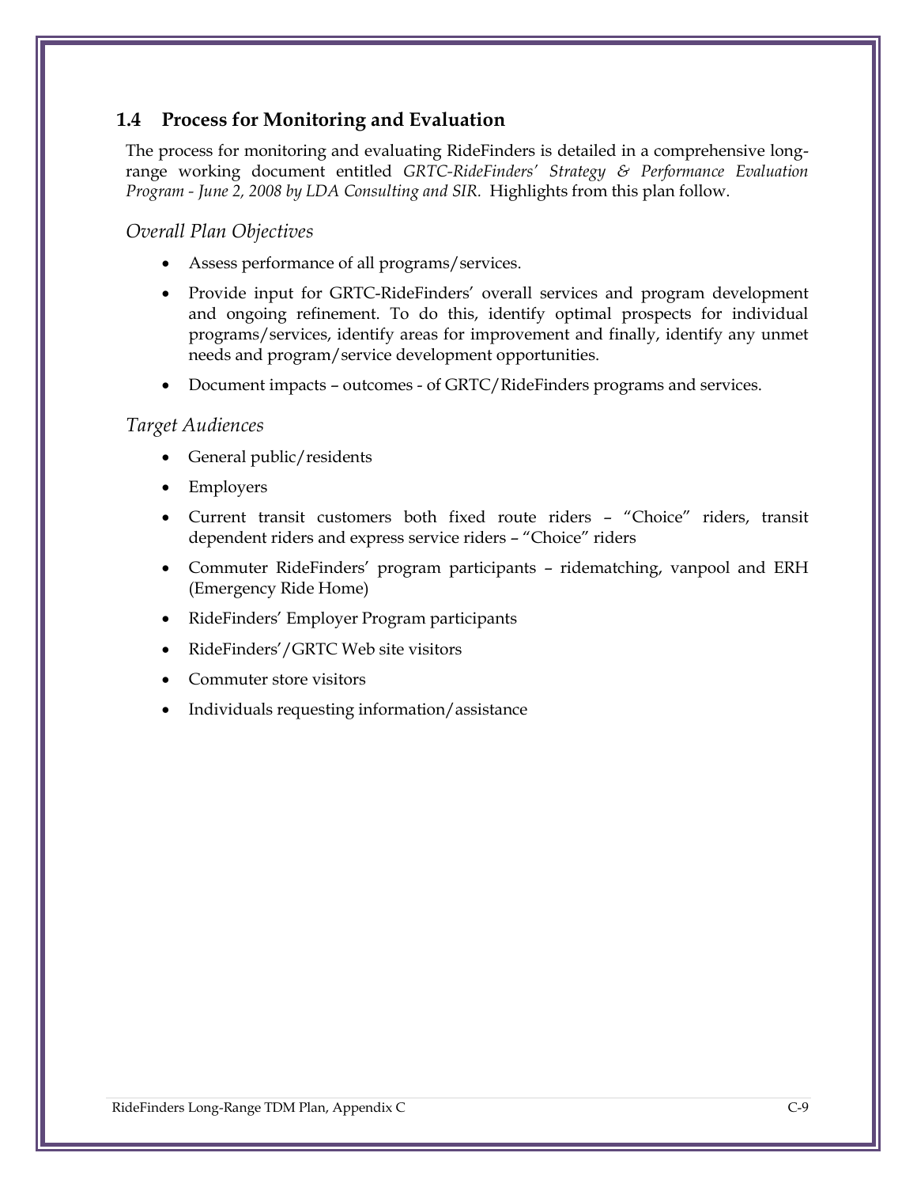## 1.4 Process for Monitoring and Evaluation

The process for monitoring and evaluating RideFinders is detailed in a comprehensive long-range working document entitled *GRTC-RideFinders' Strategy & Performance Evaluation Program - June 2, 2008 by LDA Consulting and SIR.* Highlights from this plan follow.

### *Overall Plan Objectives*

- Assess performance of all programs/services.
- Provide input for GRTC-RideFinders' overall services and program development and ongoing refinement. To do this, identify optimal prospects for individual programs/services, identify areas for improvement and finally, identify any unmet needs and program/service development opportunities.
- Document impacts – outcomes - of GRTC/RideFinders programs and services.

### *Target Audiences*

- General public/residents
- Employers
- Current transit customers both fixed route riders – "Choice" riders, transit dependent riders and express service riders – "Choice" riders
- Commuter RideFinders' program participants – ridematching, vanpool and ERH (Emergency Ride Home)
- RideFinders' Employer Program participants
- RideFinders'/GRTC Web site visitors
- Commuter store visitors
- Individuals requesting information/assistance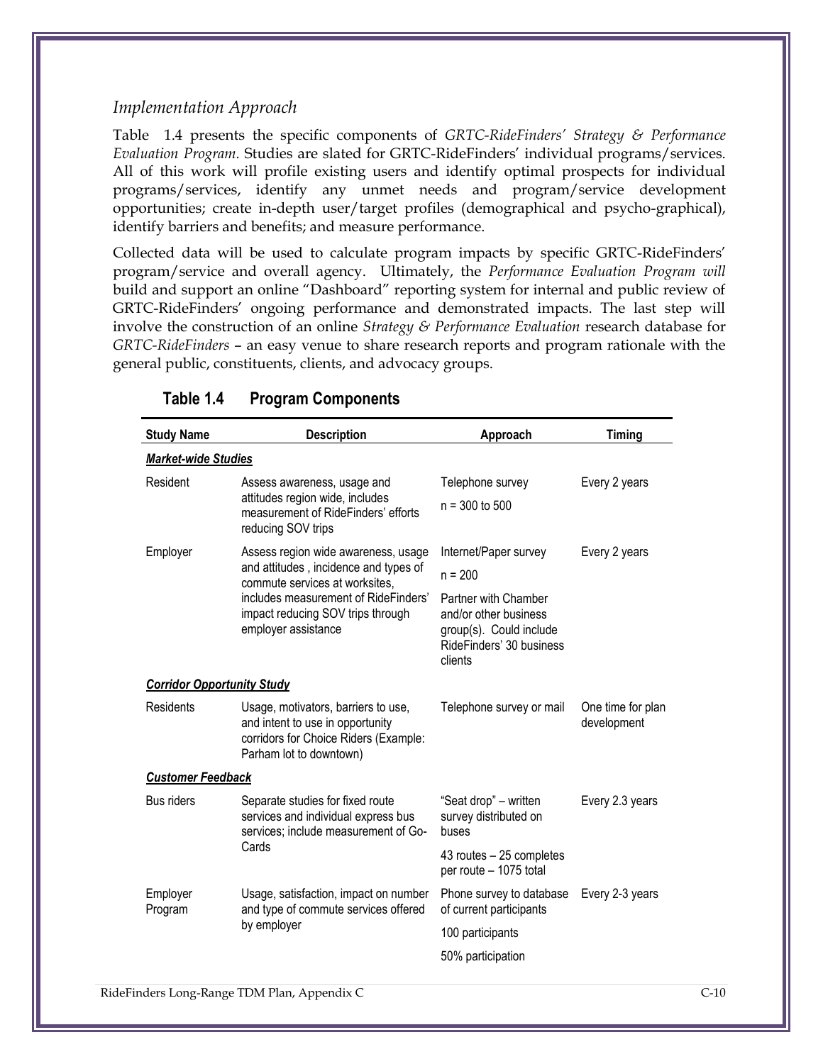### *Implementation Approach*

Table 1.4 presents the specific components of *GRTC-RideFinders' Strategy & Performance Evaluation Program.* Studies are slated for GRTC-RideFinders' individual programs/services. All of this work will profile existing users and identify optimal prospects for individual programs/services, identify any unmet needs and program/service development opportunities; create in-depth user/target profiles (demographical and psycho-graphical), identify barriers and benefits; and measure performance.

Collected data will be used to calculate program impacts by specific GRTC-RideFinders' program/service and overall agency. Ultimately, the *Performance Evaluation Program will* build and support an online "Dashboard" reporting system for internal and public review of GRTC-RideFinders' ongoing performance and demonstrated impacts. The last step will involve the construction of an online *Strategy & Performance Evaluation* research database for *GRTC-RideFinders* – an easy venue to share research reports and program rationale with the general public, constituents, clients, and advocacy groups.

**Table 1.4 Program Components**

| Study Name | Description | Approach | Timing |
|---|---|---|---|
| ***Market-wide Studies*** | | | |
| Resident | Assess awareness, usage and attitudes region wide, includes measurement of RideFinders' efforts reducing SOV trips | Telephone survey<br>n = 300 to 500 | Every 2 years |
| Employer | Assess region wide awareness, usage and attitudes , incidence and types of commute services at worksites, includes measurement of RideFinders' impact reducing SOV trips through employer assistance | Internet/Paper survey<br>n = 200<br>Partner with Chamber and/or other business group(s). Could include RideFinders' 30 business clients | Every 2 years |
| ***Corridor Opportunity Study*** | | | |
| Residents | Usage, motivators, barriers to use, and intent to use in opportunity corridors for Choice Riders (Example: Parham lot to downtown) | Telephone survey or mail | One time for plan development |
| ***Customer Feedback*** | | | |
| Bus riders | Separate studies for fixed route services and individual express bus services; include measurement of Go-Cards | "Seat drop" – written survey distributed on buses<br>43 routes – 25 completes per route – 1075 total | Every 2.3 years |
| Employer Program | Usage, satisfaction, impact on number and type of commute services offered by employer | Phone survey to database of current participants<br>100 participants<br>50% participation | Every 2-3 years |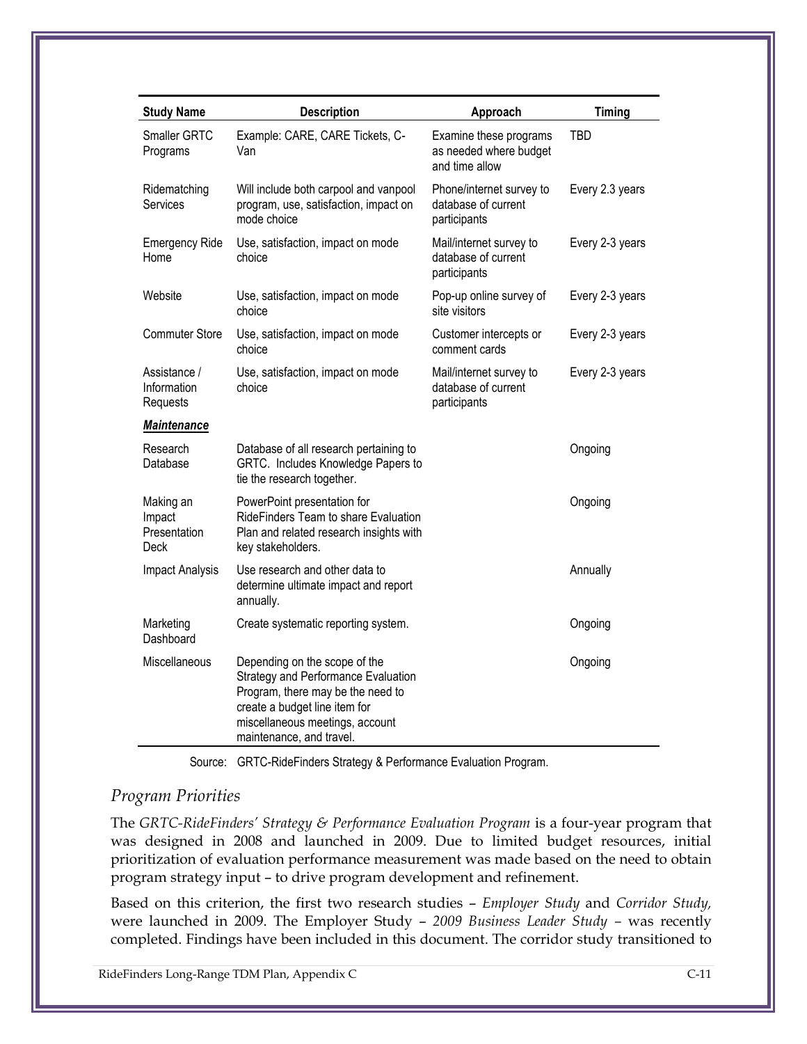| Study Name | Description | Approach | Timing |
|---|---|---|---|
| Smaller GRTC Programs | Example: CARE, CARE Tickets, C-Van | Examine these programs as needed where budget and time allow | TBD |
| Ridematching Services | Will include both carpool and vanpool program, use, satisfaction, impact on mode choice | Phone/internet survey to database of current participants | Every 2.3 years |
| Emergency Ride Home | Use, satisfaction, impact on mode choice | Mail/internet survey to database of current participants | Every 2-3 years |
| Website | Use, satisfaction, impact on mode choice | Pop-up online survey of site visitors | Every 2-3 years |
| Commuter Store | Use, satisfaction, impact on mode choice | Customer intercepts or comment cards | Every 2-3 years |
| Assistance / Information Requests | Use, satisfaction, impact on mode choice | Mail/internet survey to database of current participants | Every 2-3 years |
| ***Maintenance*** | | | |
| Research Database | Database of all research pertaining to GRTC. Includes Knowledge Papers to tie the research together. | | Ongoing |
| Making an Impact Presentation Deck | PowerPoint presentation for RideFinders Team to share Evaluation Plan and related research insights with key stakeholders. | | Ongoing |
| Impact Analysis | Use research and other data to determine ultimate impact and report annually. | | Annually |
| Marketing Dashboard | Create systematic reporting system. | | Ongoing |
| Miscellaneous | Depending on the scope of the Strategy and Performance Evaluation Program, there may be the need to create a budget line item for miscellaneous meetings, account maintenance, and travel. | | Ongoing |

Source: GRTC-RideFinders Strategy & Performance Evaluation Program.

### *Program Priorities*

The *GRTC-RideFinders' Strategy & Performance Evaluation Program* is a four-year program that was designed in 2008 and launched in 2009. Due to limited budget resources, initial prioritization of evaluation performance measurement was made based on the need to obtain program strategy input – to drive program development and refinement.

Based on this criterion, the first two research studies – *Employer Study* and *Corridor Study,* were launched in 2009. The Employer Study – *2009 Business Leader Study* – was recently completed. Findings have been included in this document. The corridor study transitioned to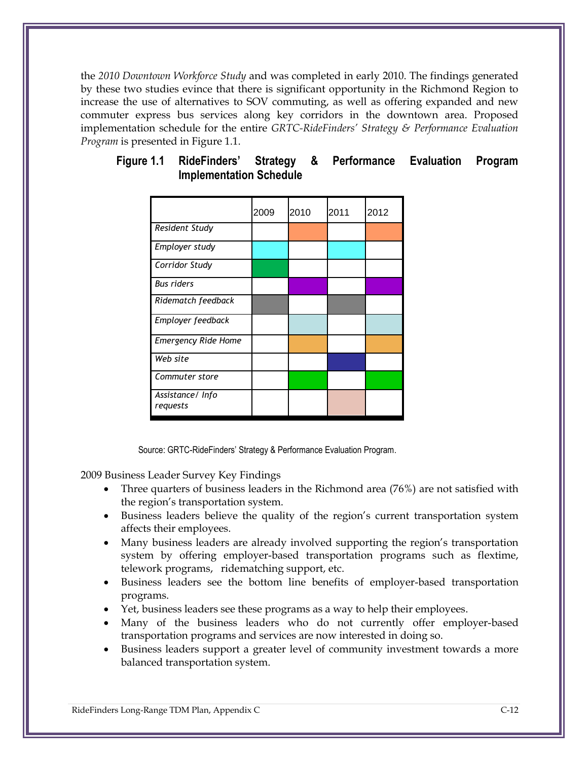the *2010 Downtown Workforce Study* and was completed in early 2010. The findings generated by these two studies evince that there is significant opportunity in the Richmond Region to increase the use of alternatives to SOV commuting, as well as offering expanded and new commuter express bus services along key corridors in the downtown area. Proposed implementation schedule for the entire *GRTC-RideFinders' Strategy & Performance Evaluation Program* is presented in Figure 1.1.

**Figure 1.1 RideFinders' Strategy & Performance Evaluation Program Implementation Schedule**

| | 2009 | 2010 | 2011 | 2012 |
|---|---|---|---|---|
| *Resident Study* | | ■ | | ■ |
| *Employer study* | ■ | | ■ | |
| *Corridor Study* | ■ | | | |
| *Bus riders* | | ■ | | ■ |
| *Ridematch feedback* | ■ | | ■ | |
| *Employer feedback* | | ■ | | ■ |
| *Emergency Ride Home* | | ■ | | ■ |
| *Web site* | | | ■ | |
| *Commuter store* | | ■ | | ■ |
| *Assistance/ Info requests* | | | ■ | |

Source: GRTC-RideFinders' Strategy & Performance Evaluation Program.

2009 Business Leader Survey Key Findings

- Three quarters of business leaders in the Richmond area (76%) are not satisfied with the region's transportation system.
- Business leaders believe the quality of the region's current transportation system affects their employees.
- Many business leaders are already involved supporting the region's transportation system by offering employer-based transportation programs such as flextime, telework programs, ridematching support, etc.
- Business leaders see the bottom line benefits of employer-based transportation programs.
- Yet, business leaders see these programs as a way to help their employees.
- Many of the business leaders who do not currently offer employer-based transportation programs and services are now interested in doing so.
- Business leaders support a greater level of community investment towards a more balanced transportation system.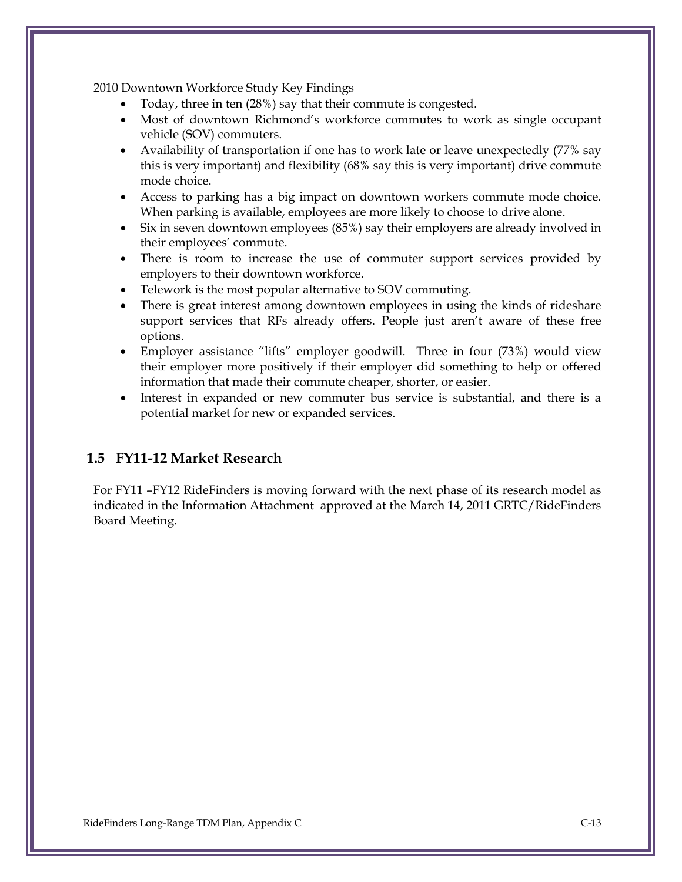2010 Downtown Workforce Study Key Findings

- Today, three in ten (28%) say that their commute is congested.
- Most of downtown Richmond's workforce commutes to work as single occupant vehicle (SOV) commuters.
- Availability of transportation if one has to work late or leave unexpectedly (77% say this is very important) and flexibility (68% say this is very important) drive commute mode choice.
- Access to parking has a big impact on downtown workers commute mode choice. When parking is available, employees are more likely to choose to drive alone.
- Six in seven downtown employees (85%) say their employers are already involved in their employees' commute.
- There is room to increase the use of commuter support services provided by employers to their downtown workforce.
- Telework is the most popular alternative to SOV commuting.
- There is great interest among downtown employees in using the kinds of rideshare support services that RFs already offers. People just aren't aware of these free options.
- Employer assistance "lifts" employer goodwill. Three in four (73%) would view their employer more positively if their employer did something to help or offered information that made their commute cheaper, shorter, or easier.
- Interest in expanded or new commuter bus service is substantial, and there is a potential market for new or expanded services.

## 1.5 FY11-12 Market Research

For FY11 –FY12 RideFinders is moving forward with the next phase of its research model as indicated in the Information Attachment approved at the March 14, 2011 GRTC/RideFinders Board Meeting.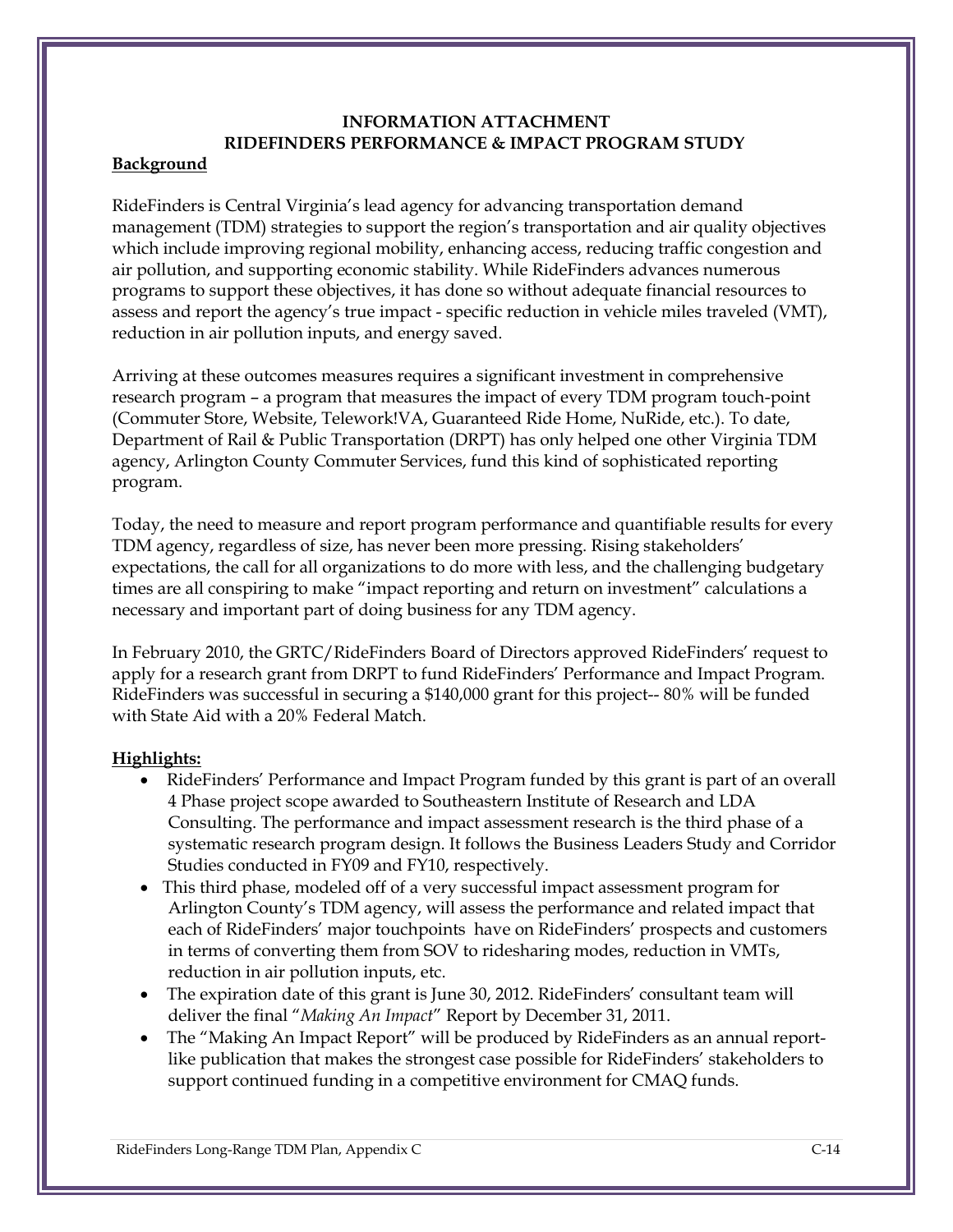**INFORMATION ATTACHMENT**
**RIDEFINDERS PERFORMANCE & IMPACT PROGRAM STUDY**

**Background**

RideFinders is Central Virginia's lead agency for advancing transportation demand management (TDM) strategies to support the region's transportation and air quality objectives which include improving regional mobility, enhancing access, reducing traffic congestion and air pollution, and supporting economic stability. While RideFinders advances numerous programs to support these objectives, it has done so without adequate financial resources to assess and report the agency's true impact - specific reduction in vehicle miles traveled (VMT), reduction in air pollution inputs, and energy saved.

Arriving at these outcomes measures requires a significant investment in comprehensive research program – a program that measures the impact of every TDM program touch-point (Commuter Store, Website, Telework!VA, Guaranteed Ride Home, NuRide, etc.). To date, Department of Rail & Public Transportation (DRPT) has only helped one other Virginia TDM agency, Arlington County Commuter Services, fund this kind of sophisticated reporting program.

Today, the need to measure and report program performance and quantifiable results for every TDM agency, regardless of size, has never been more pressing. Rising stakeholders' expectations, the call for all organizations to do more with less, and the challenging budgetary times are all conspiring to make "impact reporting and return on investment" calculations a necessary and important part of doing business for any TDM agency.

In February 2010, the GRTC/RideFinders Board of Directors approved RideFinders' request to apply for a research grant from DRPT to fund RideFinders' Performance and Impact Program. RideFinders was successful in securing a $140,000 grant for this project-- 80% will be funded with State Aid with a 20% Federal Match.

**Highlights:**

- RideFinders' Performance and Impact Program funded by this grant is part of an overall 4 Phase project scope awarded to Southeastern Institute of Research and LDA Consulting. The performance and impact assessment research is the third phase of a systematic research program design. It follows the Business Leaders Study and Corridor Studies conducted in FY09 and FY10, respectively.
- This third phase, modeled off of a very successful impact assessment program for Arlington County's TDM agency, will assess the performance and related impact that each of RideFinders' major touchpoints have on RideFinders' prospects and customers in terms of converting them from SOV to ridesharing modes, reduction in VMTs, reduction in air pollution inputs, etc.
- The expiration date of this grant is June 30, 2012. RideFinders' consultant team will deliver the final "*Making An Impact*" Report by December 31, 2011.
- The "Making An Impact Report" will be produced by RideFinders as an annual report-like publication that makes the strongest case possible for RideFinders' stakeholders to support continued funding in a competitive environment for CMAQ funds.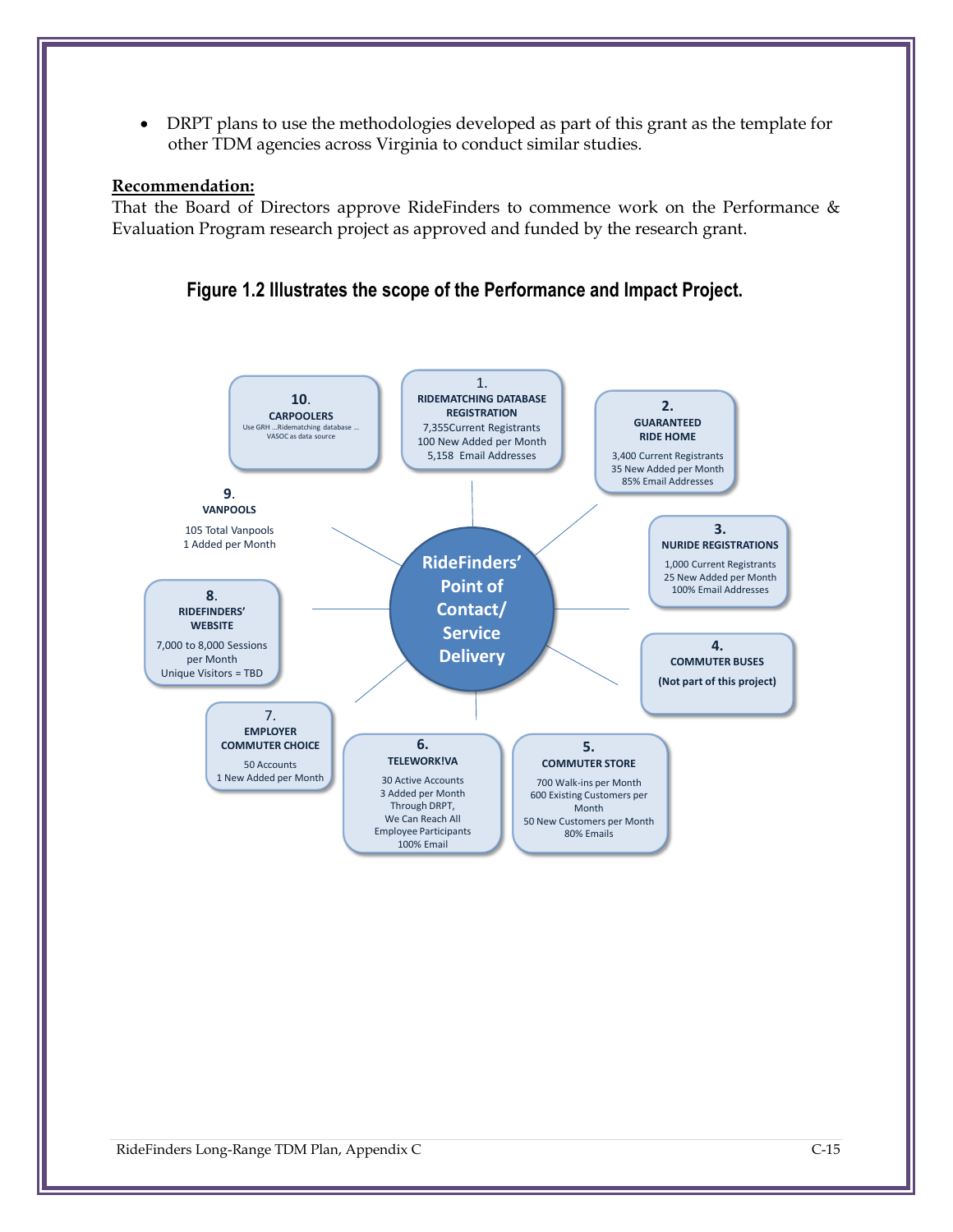- DRPT plans to use the methodologies developed as part of this grant as the template for other TDM agencies across Virginia to conduct similar studies.

**Recommendation:**

That the Board of Directors approve RideFinders to commence work on the Performance & Evaluation Program research project as approved and funded by the research grant.

**Figure 1.2 Illustrates the scope of the Performance and Impact Project.**

RideFinders' Point of Contact/ Service Delivery

1. RIDEMATCHING DATABASE REGISTRATION
7,355Current Registrants
100 New Added per Month
5,158 Email Addresses

2. GUARANTEED RIDE HOME
3,400 Current Registrants
35 New Added per Month
85% Email Addresses

3. NURIDE REGISTRATIONS
1,000 Current Registrants
25 New Added per Month
100% Email Addresses

4. COMMUTER BUSES
(Not part of this project)

5. COMMUTER STORE
700 Walk-ins per Month
600 Existing Customers per Month
50 New Customers per Month
80% Emails

6. TELEWORK!VA
30 Active Accounts
3 Added per Month
Through DRPT,
We Can Reach All Employee Participants
100% Email

7. EMPLOYER COMMUTER CHOICE
50 Accounts
1 New Added per Month

8. RIDEFINDERS' WEBSITE
7,000 to 8,000 Sessions per Month
Unique Visitors = TBD

9. VANPOOLS
105 Total Vanpools
1 Added per Month

10. CARPOOLERS
Use GRH ...Ridematching database ...
VASOC as data source